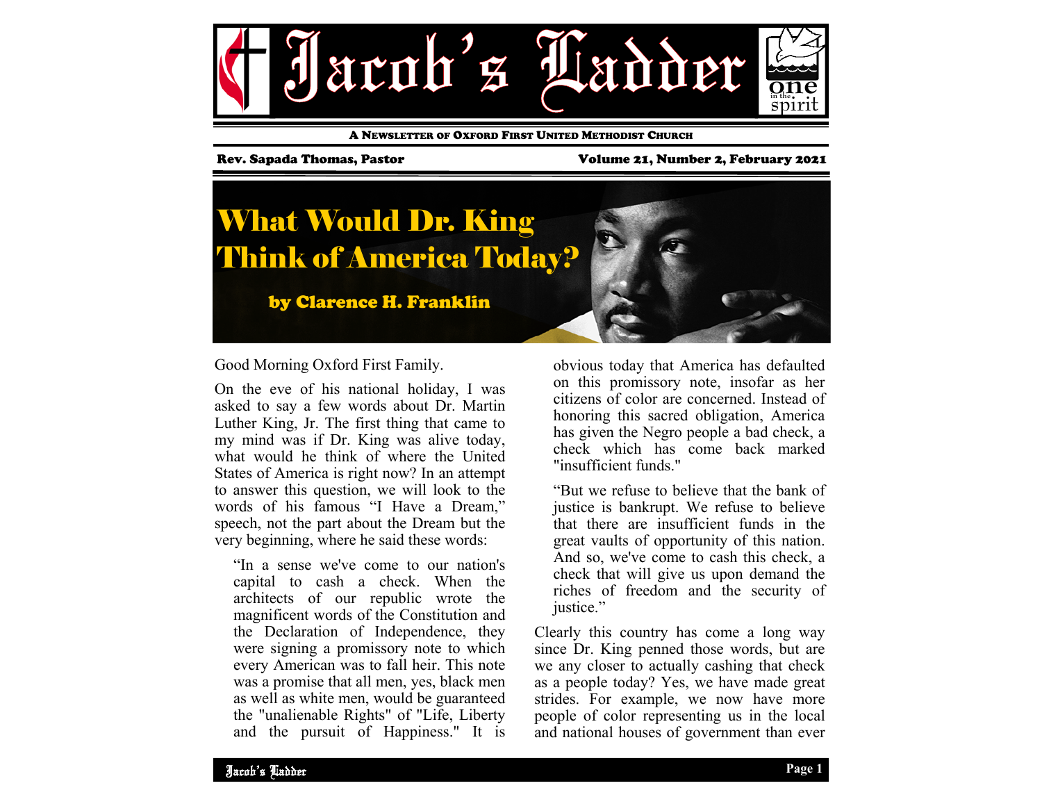# Jacob's Ladder

A Newsletter of Oxford First United Methodist Church

Rev. Sapada Thomas, Pastor

Volume 21, Number 2, February 2021

## What Would Dr. King Think of America Today?

**by Clarence H. Franklin**

Good Morning Oxford First Family.

On the eve of his national holiday, I was asked to say a few words about Dr. Martin Luther King, Jr. The first thing that came to my mind was if Dr. King was alive today, what would he think of where the United States of America is right now? In an attempt to answer this question, we will look to the words of his famous "I Have a Dream," speech, not the part about the Dream but the very beginning, where he said these words:

> "In a sense we've come to our nation's capital to cash a check. When the architects of our republic wrote the magnificent words of the Constitution and the Declaration of Independence, they were signing a promissory note to which every American was to fall heir. This note was a promise that all men, yes, black men as well as white men, would be guaranteed the "unalienable Rights" of "Life, Liberty and the pursuit of Happiness." It is obvious today that America has defaulted on this promissory note, insofar as her citizens of color are concerned. Instead of honoring this sacred obligation, America has given the Negro people a bad check, a check which has come back marked "insufficient funds."
>
> "But we refuse to believe that the bank of justice is bankrupt. We refuse to believe that there are insufficient funds in the great vaults of opportunity of this nation. And so, we've come to cash this check, a check that will give us upon demand the riches of freedom and the security of justice."

Clearly this country has come a long way since Dr. King penned those words, but are we any closer to actually cashing that check as a people today? Yes, we have made great strides. For example, we now have more people of color representing us in the local and national houses of government than ever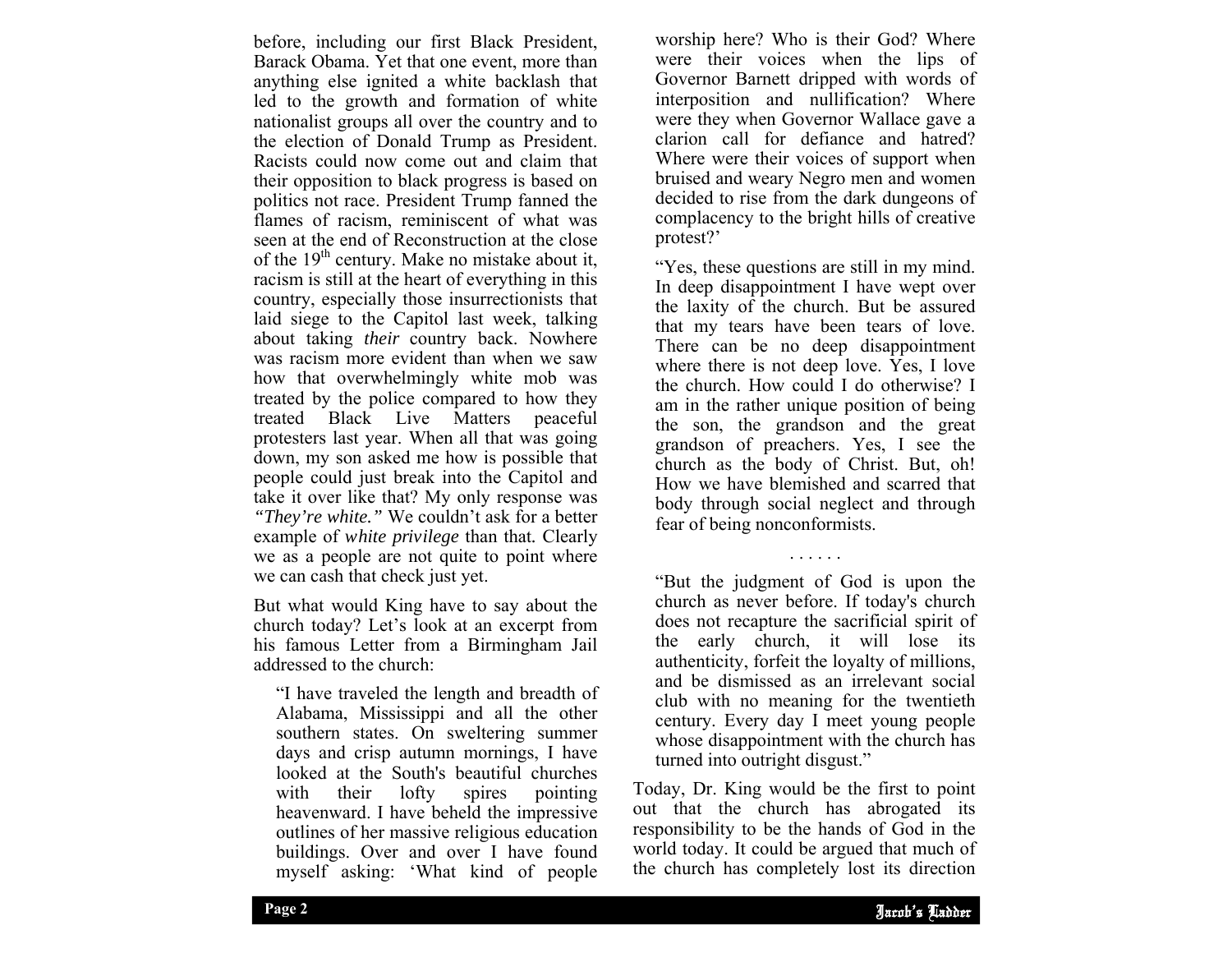before, including our first Black President, Barack Obama. Yet that one event, more than anything else ignited a white backlash that led to the growth and formation of white nationalist groups all over the country and to the election of Donald Trump as President. Racists could now come out and claim that their opposition to black progress is based on politics not race. President Trump fanned the flames of racism, reminiscent of what was seen at the end of Reconstruction at the close of the 19th century. Make no mistake about it, racism is still at the heart of everything in this country, especially those insurrectionists that laid siege to the Capitol last week, talking about taking *their* country back. Nowhere was racism more evident than when we saw how that overwhelmingly white mob was treated by the police compared to how they treated Black Live Matters peaceful protesters last year. When all that was going down, my son asked me how is possible that people could just break into the Capitol and take it over like that? My only response was *"They're white."* We couldn't ask for a better example of *white privilege* than that. Clearly we as a people are not quite to point where we can cash that check just yet.

But what would King have to say about the church today? Let's look at an excerpt from his famous Letter from a Birmingham Jail addressed to the church:

> "I have traveled the length and breadth of Alabama, Mississippi and all the other southern states. On sweltering summer days and crisp autumn mornings, I have looked at the South's beautiful churches with their lofty spires pointing heavenward. I have beheld the impressive outlines of her massive religious education buildings. Over and over I have found myself asking: 'What kind of people worship here? Who is their God? Where were their voices when the lips of Governor Barnett dripped with words of interposition and nullification? Where were they when Governor Wallace gave a clarion call for defiance and hatred? Where were their voices of support when bruised and weary Negro men and women decided to rise from the dark dungeons of complacency to the bright hills of creative protest?'
>
> "Yes, these questions are still in my mind. In deep disappointment I have wept over the laxity of the church. But be assured that my tears have been tears of love. There can be no deep disappointment where there is not deep love. Yes, I love the church. How could I do otherwise? I am in the rather unique position of being the son, the grandson and the great grandson of preachers. Yes, I see the church as the body of Christ. But, oh! How we have blemished and scarred that body through social neglect and through fear of being nonconformists.
>
> . . . . . .
>
> "But the judgment of God is upon the church as never before. If today's church does not recapture the sacrificial spirit of the early church, it will lose its authenticity, forfeit the loyalty of millions, and be dismissed as an irrelevant social club with no meaning for the twentieth century. Every day I meet young people whose disappointment with the church has turned into outright disgust."

Today, Dr. King would be the first to point out that the church has abrogated its responsibility to be the hands of God in the world today. It could be argued that much of the church has completely lost its direction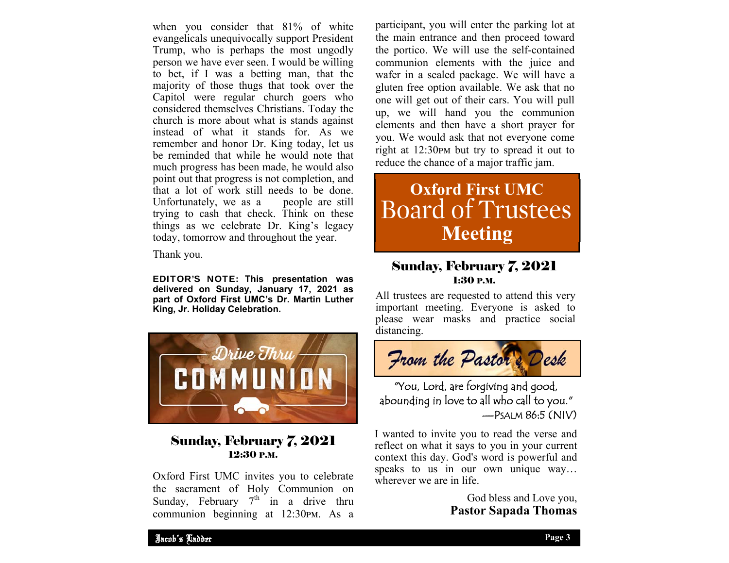when you consider that 81% of white evangelicals unequivocally support President Trump, who is perhaps the most ungodly person we have ever seen. I would be willing to bet, if I was a betting man, that the majority of those thugs that took over the Capitol were regular church goers who considered themselves Christians. Today the church is more about what is stands against instead of what it stands for. As we remember and honor Dr. King today, let us be reminded that while he would note that much progress has been made, he would also point out that progress is not completion, and that a lot of work still needs to be done. Unfortunately, we as a people are still trying to cash that check. Think on these things as we celebrate Dr. King's legacy today, tomorrow and throughout the year.

Thank you.

**EDITOR'S NOTE: This presentation was delivered on Sunday, January 17, 2021 as part of Oxford First UMC's Dr. Martin Luther King, Jr. Holiday Celebration.**

## Drive Thru COMMUNION

### Sunday, February 7, 2021
**12:30 P.M.**

Oxford First UMC invites you to celebrate the sacrament of Holy Communion on Sunday, February 7th in a drive thru communion beginning at 12:30PM. As a participant, you will enter the parking lot at the main entrance and then proceed toward the portico. We will use the self-contained communion elements with the juice and wafer in a sealed package. We will have a gluten free option available. We ask that no one will get out of their cars. You will pull up, we will hand you the communion elements and then have a short prayer for you. We would ask that not everyone come right at 12:30PM but try to spread it out to reduce the chance of a major traffic jam.

## Oxford First UMC Board of Trustees Meeting

### Sunday, February 7, 2021
**1:30 P.M.**

All trustees are requested to attend this very important meeting. Everyone is asked to please wear masks and practice social distancing.

## From the Pastor's Desk

"You, Lord, are forgiving and good, abounding in love to all who call to you."
—PSALM 86:5 (NIV)

I wanted to invite you to read the verse and reflect on what it says to you in your current context this day. God's word is powerful and speaks to us in our own unique way… wherever we are in life.

God bless and Love you,
**Pastor Sapada Thomas**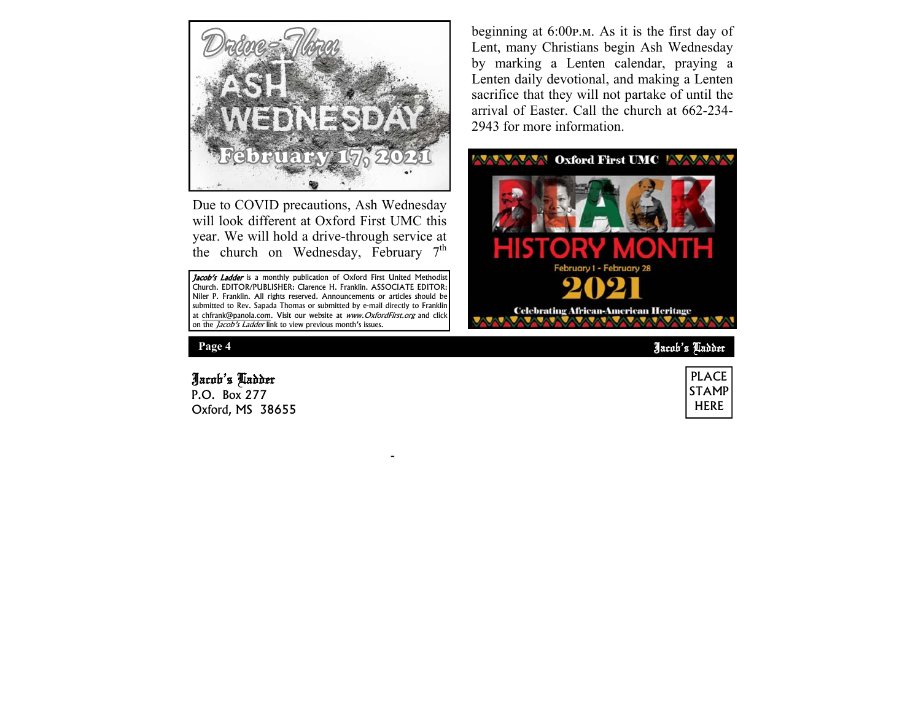Drive-Thru ASH WEDNESDAY February 17, 2021

Due to COVID precautions, Ash Wednesday will look different at Oxford First UMC this year. We will hold a drive-through service at the church on Wednesday, February 7th beginning at 6:00P.M. As it is the first day of Lent, many Christians begin Ash Wednesday by marking a Lenten calendar, praying a Lenten daily devotional, and making a Lenten sacrifice that they will not partake of until the arrival of Easter. Call the church at 662-234-2943 for more information.

Oxford First UMC

BLACK HISTORY MONTH

February 1 - February 28

2021

Celebrating African-American Heritage

*Jacob's Ladder* is a monthly publication of Oxford First United Methodist Church. EDITOR/PUBLISHER: Clarence H. Franklin. ASSOCIATE EDITOR: Niler P. Franklin. All rights reserved. Announcements or articles should be submitted to Rev. Sapada Thomas or submitted by e-mail directly to Franklin at chfrank@panola.com. Visit our website at *www.OxfordFirst.org* and click on the *Jacob's Ladder* link to view previous month's issues.

Jacob's Ladder
P.O. Box 277
Oxford, MS 38655

PLACE STAMP HERE